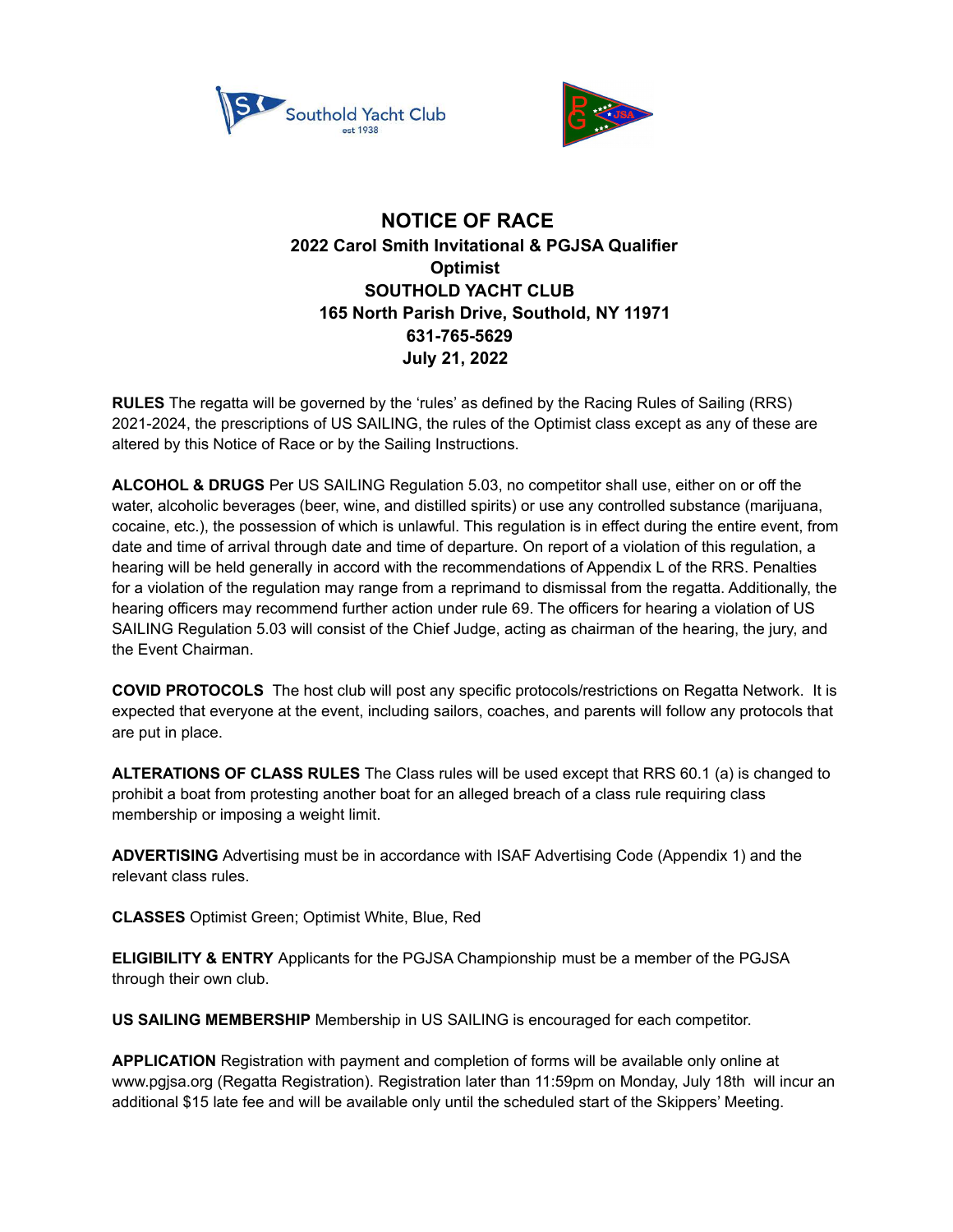# NOTICE OF RACE

**2022 Carol Smith Invitational & PGJSA Qualifier**
**Optimist**
**SOUTHOLD YACHT CLUB**
**165 North Parish Drive, Southold, NY 11971**
**631-765-5629**
**July 21, 2022**

**RULES** The regatta will be governed by the 'rules' as defined by the Racing Rules of Sailing (RRS) 2021-2024, the prescriptions of US SAILING, the rules of the Optimist class except as any of these are altered by this Notice of Race or by the Sailing Instructions.

**ALCOHOL & DRUGS** Per US SAILING Regulation 5.03, no competitor shall use, either on or off the water, alcoholic beverages (beer, wine, and distilled spirits) or use any controlled substance (marijuana, cocaine, etc.), the possession of which is unlawful. This regulation is in effect during the entire event, from date and time of arrival through date and time of departure. On report of a violation of this regulation, a hearing will be held generally in accord with the recommendations of Appendix L of the RRS. Penalties for a violation of the regulation may range from a reprimand to dismissal from the regatta. Additionally, the hearing officers may recommend further action under rule 69. The officers for hearing a violation of US SAILING Regulation 5.03 will consist of the Chief Judge, acting as chairman of the hearing, the jury, and the Event Chairman.

**COVID PROTOCOLS** The host club will post any specific protocols/restrictions on Regatta Network. It is expected that everyone at the event, including sailors, coaches, and parents will follow any protocols that are put in place.

**ALTERATIONS OF CLASS RULES** The Class rules will be used except that RRS 60.1 (a) is changed to prohibit a boat from protesting another boat for an alleged breach of a class rule requiring class membership or imposing a weight limit.

**ADVERTISING** Advertising must be in accordance with ISAF Advertising Code (Appendix 1) and the relevant class rules.

**CLASSES** Optimist Green; Optimist White, Blue, Red

**ELIGIBILITY & ENTRY** Applicants for the PGJSA Championship must be a member of the PGJSA through their own club.

**US SAILING MEMBERSHIP** Membership in US SAILING is encouraged for each competitor.

**APPLICATION** Registration with payment and completion of forms will be available only online at www.pgjsa.org (Regatta Registration). Registration later than 11:59pm on Monday, July 18th will incur an additional $15 late fee and will be available only until the scheduled start of the Skippers' Meeting.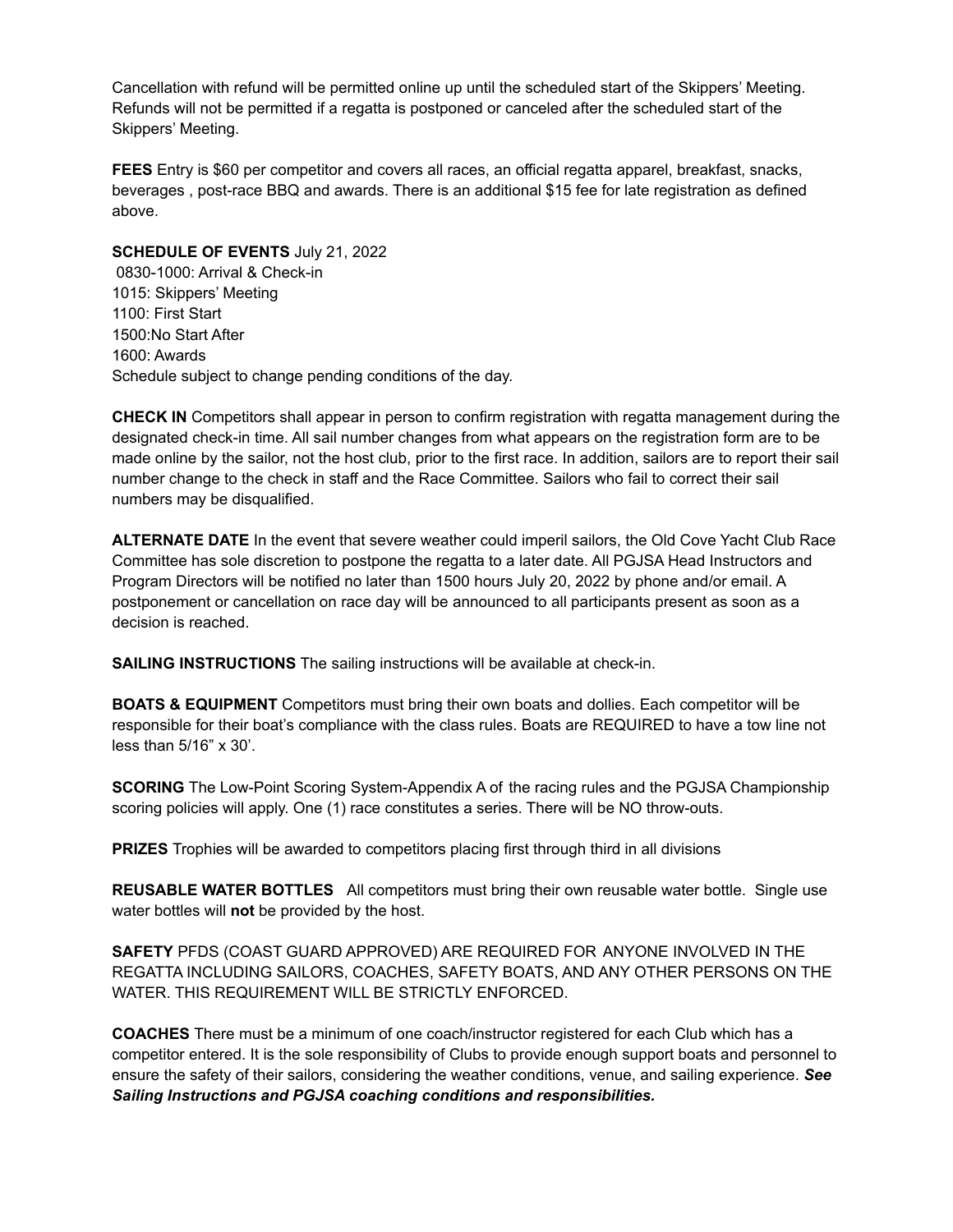Cancellation with refund will be permitted online up until the scheduled start of the Skippers' Meeting. Refunds will not be permitted if a regatta is postponed or canceled after the scheduled start of the Skippers' Meeting.

**FEES** Entry is $60 per competitor and covers all races, an official regatta apparel, breakfast, snacks, beverages , post-race BBQ and awards. There is an additional $15 fee for late registration as defined above.

**SCHEDULE OF EVENTS** July 21, 2022
0830-1000: Arrival & Check-in
1015: Skippers' Meeting
1100: First Start
1500:No Start After
1600: Awards
Schedule subject to change pending conditions of the day.

**CHECK IN** Competitors shall appear in person to confirm registration with regatta management during the designated check-in time. All sail number changes from what appears on the registration form are to be made online by the sailor, not the host club, prior to the first race. In addition, sailors are to report their sail number change to the check in staff and the Race Committee. Sailors who fail to correct their sail numbers may be disqualified.

**ALTERNATE DATE** In the event that severe weather could imperil sailors, the Old Cove Yacht Club Race Committee has sole discretion to postpone the regatta to a later date. All PGJSA Head Instructors and Program Directors will be notified no later than 1500 hours July 20, 2022 by phone and/or email. A postponement or cancellation on race day will be announced to all participants present as soon as a decision is reached.

**SAILING INSTRUCTIONS** The sailing instructions will be available at check-in.

**BOATS & EQUIPMENT** Competitors must bring their own boats and dollies. Each competitor will be responsible for their boat's compliance with the class rules. Boats are REQUIRED to have a tow line not less than 5/16" x 30'.

**SCORING** The Low-Point Scoring System-Appendix A of the racing rules and the PGJSA Championship scoring policies will apply. One (1) race constitutes a series. There will be NO throw-outs.

**PRIZES** Trophies will be awarded to competitors placing first through third in all divisions

**REUSABLE WATER BOTTLES** All competitors must bring their own reusable water bottle. Single use water bottles will **not** be provided by the host.

**SAFETY** PFDS (COAST GUARD APPROVED) ARE REQUIRED FOR ANYONE INVOLVED IN THE REGATTA INCLUDING SAILORS, COACHES, SAFETY BOATS, AND ANY OTHER PERSONS ON THE WATER. THIS REQUIREMENT WILL BE STRICTLY ENFORCED.

**COACHES** There must be a minimum of one coach/instructor registered for each Club which has a competitor entered. It is the sole responsibility of Clubs to provide enough support boats and personnel to ensure the safety of their sailors, considering the weather conditions, venue, and sailing experience. ***See Sailing Instructions and PGJSA coaching conditions and responsibilities.***